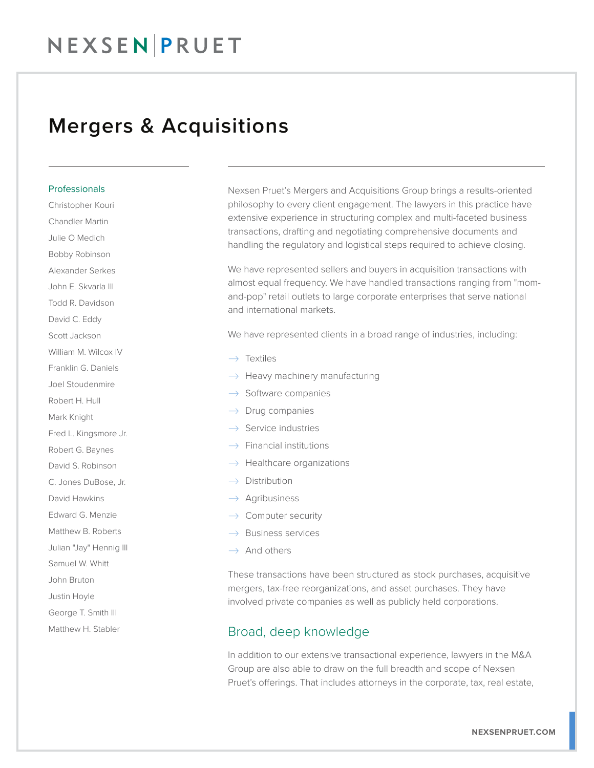# Mergers & Acquisitions

## Professionals

- Christopher Kouri
- Chandler Martin
- Julie O Medich
- Bobby Robinson
- Alexander Serkes
- John E. Skvarla III
- Todd R. Davidson
- David C. Eddy
- Scott Jackson
- William M. Wilcox IV
- Franklin G. Daniels
- Joel Stoudenmire
- Robert H. Hull
- Mark Knight
- Fred L. Kingsmore Jr.
- Robert G. Baynes
- David S. Robinson
- C. Jones DuBose, Jr.
- David Hawkins
- Edward G. Menzie
- Matthew B. Roberts
- Julian "Jay" Hennig III
- Samuel W. Whitt
- John Bruton
- Justin Hoyle
- George T. Smith III
- Matthew H. Stabler

Nexsen Pruet's Mergers and Acquisitions Group brings a results-oriented philosophy to every client engagement. The lawyers in this practice have extensive experience in structuring complex and multi-faceted business transactions, drafting and negotiating comprehensive documents and handling the regulatory and logistical steps required to achieve closing.

We have represented sellers and buyers in acquisition transactions with almost equal frequency. We have handled transactions ranging from "mom-and-pop" retail outlets to large corporate enterprises that serve national and international markets.

We have represented clients in a broad range of industries, including:

- Textiles
- Heavy machinery manufacturing
- Software companies
- Drug companies
- Service industries
- Financial institutions
- Healthcare organizations
- Distribution
- Agribusiness
- Computer security
- Business services
- And others

These transactions have been structured as stock purchases, acquisitive mergers, tax-free reorganizations, and asset purchases. They have involved private companies as well as publicly held corporations.

## Broad, deep knowledge

In addition to our extensive transactional experience, lawyers in the M&A Group are also able to draw on the full breadth and scope of Nexsen Pruet's offerings. That includes attorneys in the corporate, tax, real estate,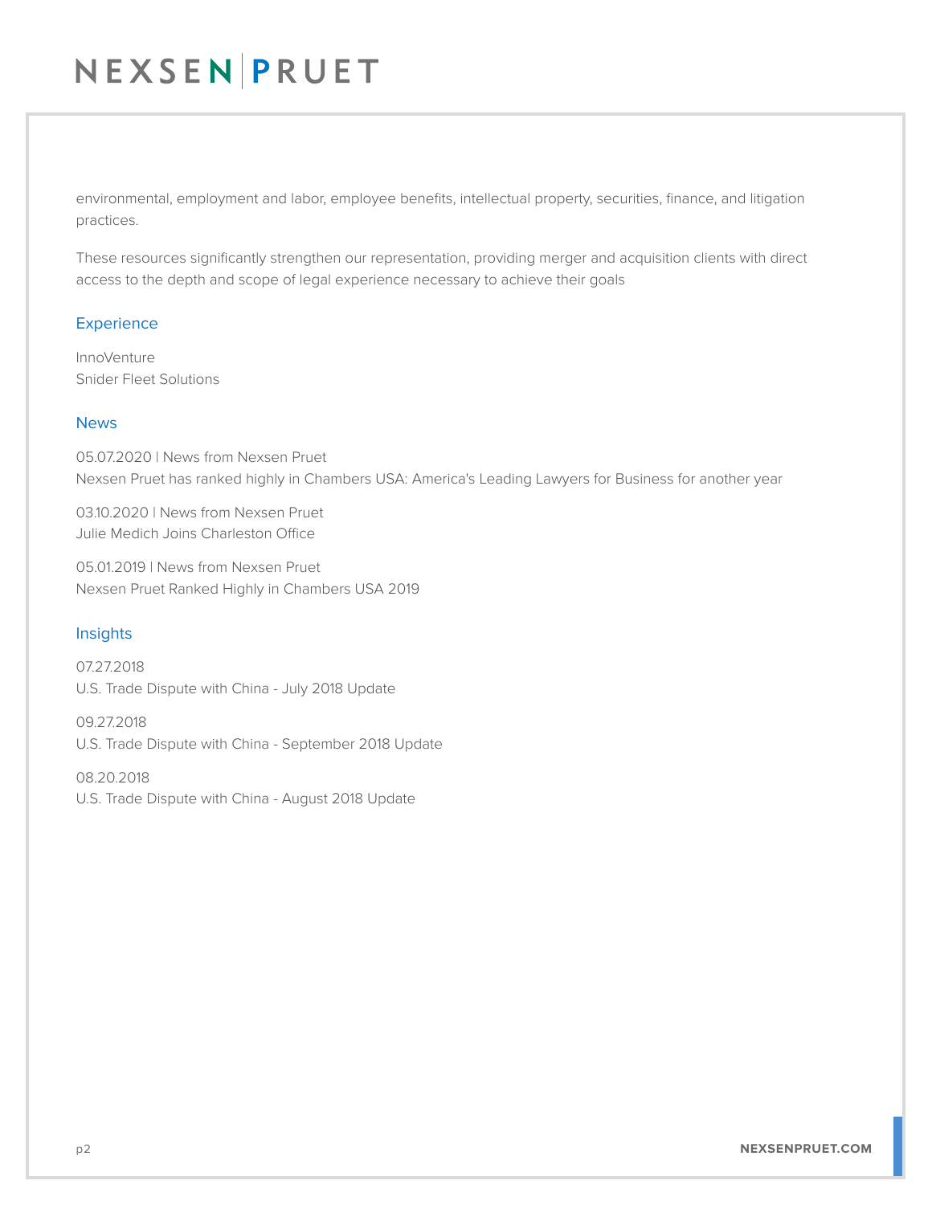environmental, employment and labor, employee benefits, intellectual property, securities, finance, and litigation practices.

These resources significantly strengthen our representation, providing merger and acquisition clients with direct access to the depth and scope of legal experience necessary to achieve their goals

## Experience

InnoVenture
Snider Fleet Solutions

## News

05.07.2020 | News from Nexsen Pruet
Nexsen Pruet has ranked highly in Chambers USA: America's Leading Lawyers for Business for another year

03.10.2020 | News from Nexsen Pruet
Julie Medich Joins Charleston Office

05.01.2019 | News from Nexsen Pruet
Nexsen Pruet Ranked Highly in Chambers USA 2019

## Insights

07.27.2018
U.S. Trade Dispute with China - July 2018 Update

09.27.2018
U.S. Trade Dispute with China - September 2018 Update

08.20.2018
U.S. Trade Dispute with China - August 2018 Update